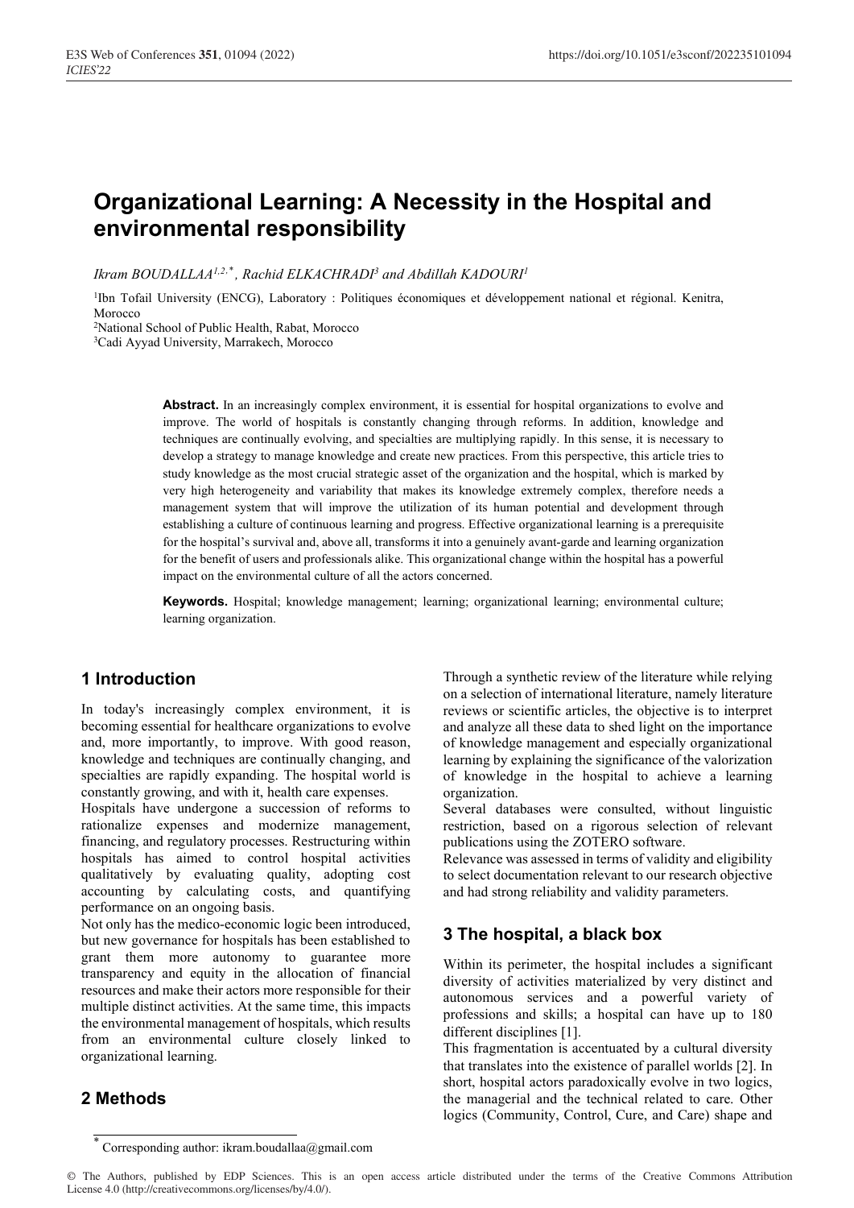# Organizational Learning: A Necessity in the Hospital and environmental responsibility

*Ikram BOUDALLAA[1,2,*], Rachid ELKACHRADI[3] and Abdillah KADOURI[1]*

[1]Ibn Tofail University (ENCG), Laboratory : Politiques économiques et développement national et régional. Kenitra, Morocco
[2]National School of Public Health, Rabat, Morocco
[3]Cadi Ayyad University, Marrakech, Morocco

**Abstract.** In an increasingly complex environment, it is essential for hospital organizations to evolve and improve. The world of hospitals is constantly changing through reforms. In addition, knowledge and techniques are continually evolving, and specialties are multiplying rapidly. In this sense, it is necessary to develop a strategy to manage knowledge and create new practices. From this perspective, this article tries to study knowledge as the most crucial strategic asset of the organization and the hospital, which is marked by very high heterogeneity and variability that makes its knowledge extremely complex, therefore needs a management system that will improve the utilization of its human potential and development through establishing a culture of continuous learning and progress. Effective organizational learning is a prerequisite for the hospital's survival and, above all, transforms it into a genuinely avant-garde and learning organization for the benefit of users and professionals alike. This organizational change within the hospital has a powerful impact on the environmental culture of all the actors concerned.

**Keywords.** Hospital; knowledge management; learning; organizational learning; environmental culture; learning organization.

## 1 Introduction

In today's increasingly complex environment, it is becoming essential for healthcare organizations to evolve and, more importantly, to improve. With good reason, knowledge and techniques are continually changing, and specialties are rapidly expanding. The hospital world is constantly growing, and with it, health care expenses.

Hospitals have undergone a succession of reforms to rationalize expenses and modernize management, financing, and regulatory processes. Restructuring within hospitals has aimed to control hospital activities qualitatively by evaluating quality, adopting cost accounting by calculating costs, and quantifying performance on an ongoing basis.

Not only has the medico-economic logic been introduced, but new governance for hospitals has been established to grant them more autonomy to guarantee more transparency and equity in the allocation of financial resources and make their actors more responsible for their multiple distinct activities. At the same time, this impacts the environmental management of hospitals, which results from an environmental culture closely linked to organizational learning.

## 2 Methods

Through a synthetic review of the literature while relying on a selection of international literature, namely literature reviews or scientific articles, the objective is to interpret and analyze all these data to shed light on the importance of knowledge management and especially organizational learning by explaining the significance of the valorization of knowledge in the hospital to achieve a learning organization.

Several databases were consulted, without linguistic restriction, based on a rigorous selection of relevant publications using the ZOTERO software.

Relevance was assessed in terms of validity and eligibility to select documentation relevant to our research objective and had strong reliability and validity parameters.

## 3 The hospital, a black box

Within its perimeter, the hospital includes a significant diversity of activities materialized by very distinct and autonomous services and a powerful variety of professions and skills; a hospital can have up to 180 different disciplines [1].

This fragmentation is accentuated by a cultural diversity that translates into the existence of parallel worlds [2]. In short, hospital actors paradoxically evolve in two logics, the managerial and the technical related to care. Other logics (Community, Control, Cure, and Care) shape and

* Corresponding author: ikram.boudallaa@gmail.com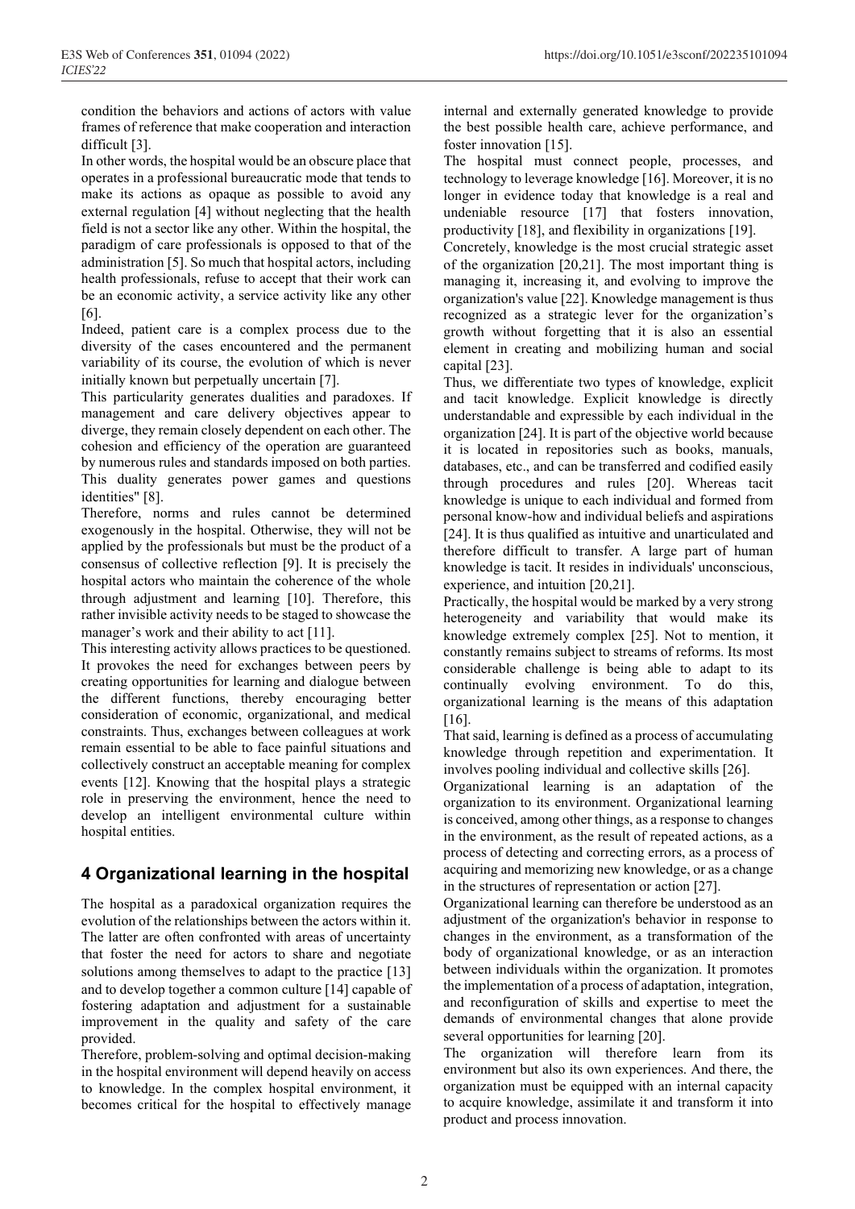condition the behaviors and actions of actors with value frames of reference that make cooperation and interaction difficult [3].

In other words, the hospital would be an obscure place that operates in a professional bureaucratic mode that tends to make its actions as opaque as possible to avoid any external regulation [4] without neglecting that the health field is not a sector like any other. Within the hospital, the paradigm of care professionals is opposed to that of the administration [5]. So much that hospital actors, including health professionals, refuse to accept that their work can be an economic activity, a service activity like any other [6].

Indeed, patient care is a complex process due to the diversity of the cases encountered and the permanent variability of its course, the evolution of which is never initially known but perpetually uncertain [7].

This particularity generates dualities and paradoxes. If management and care delivery objectives appear to diverge, they remain closely dependent on each other. The cohesion and efficiency of the operation are guaranteed by numerous rules and standards imposed on both parties. This duality generates power games and questions identities" [8].

Therefore, norms and rules cannot be determined exogenously in the hospital. Otherwise, they will not be applied by the professionals but must be the product of a consensus of collective reflection [9]. It is precisely the hospital actors who maintain the coherence of the whole through adjustment and learning [10]. Therefore, this rather invisible activity needs to be staged to showcase the manager's work and their ability to act [11].

This interesting activity allows practices to be questioned. It provokes the need for exchanges between peers by creating opportunities for learning and dialogue between the different functions, thereby encouraging better consideration of economic, organizational, and medical constraints. Thus, exchanges between colleagues at work remain essential to be able to face painful situations and collectively construct an acceptable meaning for complex events [12]. Knowing that the hospital plays a strategic role in preserving the environment, hence the need to develop an intelligent environmental culture within hospital entities.

## 4 Organizational learning in the hospital

The hospital as a paradoxical organization requires the evolution of the relationships between the actors within it. The latter are often confronted with areas of uncertainty that foster the need for actors to share and negotiate solutions among themselves to adapt to the practice [13] and to develop together a common culture [14] capable of fostering adaptation and adjustment for a sustainable improvement in the quality and safety of the care provided.

Therefore, problem-solving and optimal decision-making in the hospital environment will depend heavily on access to knowledge. In the complex hospital environment, it becomes critical for the hospital to effectively manage internal and externally generated knowledge to provide the best possible health care, achieve performance, and foster innovation [15].

The hospital must connect people, processes, and technology to leverage knowledge [16]. Moreover, it is no longer in evidence today that knowledge is a real and undeniable resource [17] that fosters innovation, productivity [18], and flexibility in organizations [19].

Concretely, knowledge is the most crucial strategic asset of the organization [20,21]. The most important thing is managing it, increasing it, and evolving to improve the organization's value [22]. Knowledge management is thus recognized as a strategic lever for the organization's growth without forgetting that it is also an essential element in creating and mobilizing human and social capital [23].

Thus, we differentiate two types of knowledge, explicit and tacit knowledge. Explicit knowledge is directly understandable and expressible by each individual in the organization [24]. It is part of the objective world because it is located in repositories such as books, manuals, databases, etc., and can be transferred and codified easily through procedures and rules [20]. Whereas tacit knowledge is unique to each individual and formed from personal know-how and individual beliefs and aspirations [24]. It is thus qualified as intuitive and unarticulated and therefore difficult to transfer. A large part of human knowledge is tacit. It resides in individuals' unconscious, experience, and intuition [20,21].

Practically, the hospital would be marked by a very strong heterogeneity and variability that would make its knowledge extremely complex [25]. Not to mention, it constantly remains subject to streams of reforms. Its most considerable challenge is being able to adapt to its continually evolving environment. To do this, organizational learning is the means of this adaptation [16].

That said, learning is defined as a process of accumulating knowledge through repetition and experimentation. It involves pooling individual and collective skills [26].

Organizational learning is an adaptation of the organization to its environment. Organizational learning is conceived, among other things, as a response to changes in the environment, as the result of repeated actions, as a process of detecting and correcting errors, as a process of acquiring and memorizing new knowledge, or as a change in the structures of representation or action [27].

Organizational learning can therefore be understood as an adjustment of the organization's behavior in response to changes in the environment, as a transformation of the body of organizational knowledge, or as an interaction between individuals within the organization. It promotes the implementation of a process of adaptation, integration, and reconfiguration of skills and expertise to meet the demands of environmental changes that alone provide several opportunities for learning [20].

The organization will therefore learn from its environment but also its own experiences. And there, the organization must be equipped with an internal capacity to acquire knowledge, assimilate it and transform it into product and process innovation.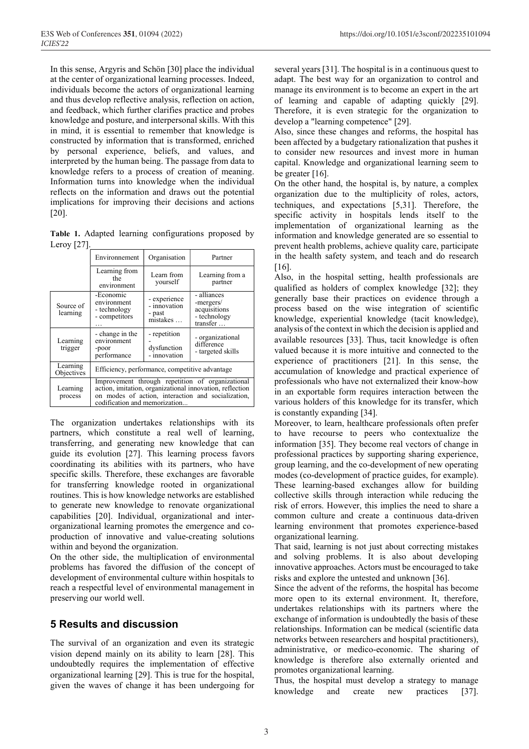In this sense, Argyris and Schön [30] place the individual at the center of organizational learning processes. Indeed, individuals become the actors of organizational learning and thus develop reflective analysis, reflection on action, and feedback, which further clarifies practice and probes knowledge and posture, and interpersonal skills. With this in mind, it is essential to remember that knowledge is constructed by information that is transformed, enriched by personal experience, beliefs, and values, and interpreted by the human being. The passage from data to knowledge refers to a process of creation of meaning. Information turns into knowledge when the individual reflects on the information and draws out the potential implications for improving their decisions and actions [20].

**Table 1.** Adapted learning configurations proposed by Leroy [27].

| | Environnement | Organisation | Partner |
|---|---|---|---|
| | Learning from the environment | Learn from yourself | Learning from a partner |
| Source of learning | -Economic environment - technology - competitors … | - experience - innovation - past mistakes … | - alliances -mergers/ acquisitions - technology transfer … |
| Learning trigger | - change in the environment -poor performance | - repetition - dysfunction - innovation | - organizational difference - targeted skills |
| Learning Objectives | Efficiency, performance, competitive advantage | | |
| Learning process | Improvement through repetition of organizational action, imitation, organizational innovation, reflection on modes of action, interaction and socialization, codification and memorization... | | |

The organization undertakes relationships with its partners, which constitute a real well of learning, transferring, and generating new knowledge that can guide its evolution [27]. This learning process favors coordinating its abilities with its partners, who have specific skills. Therefore, these exchanges are favorable for transferring knowledge rooted in organizational routines. This is how knowledge networks are established to generate new knowledge to renovate organizational capabilities [20]. Individual, organizational and inter-organizational learning promotes the emergence and co-production of innovative and value-creating solutions within and beyond the organization.

On the other side, the multiplication of environmental problems has favored the diffusion of the concept of development of environmental culture within hospitals to reach a respectful level of environmental management in preserving our world well.

## 5 Results and discussion

The survival of an organization and even its strategic vision depend mainly on its ability to learn [28]. This undoubtedly requires the implementation of effective organizational learning [29]. This is true for the hospital, given the waves of change it has been undergoing for several years [31]. The hospital is in a continuous quest to adapt. The best way for an organization to control and manage its environment is to become an expert in the art of learning and capable of adapting quickly [29]. Therefore, it is even strategic for the organization to develop a "learning competence" [29].

Also, since these changes and reforms, the hospital has been affected by a budgetary rationalization that pushes it to consider new resources and invest more in human capital. Knowledge and organizational learning seem to be greater [16].

On the other hand, the hospital is, by nature, a complex organization due to the multiplicity of roles, actors, techniques, and expectations [5,31]. Therefore, the specific activity in hospitals lends itself to the implementation of organizational learning as the information and knowledge generated are so essential to prevent health problems, achieve quality care, participate in the health safety system, and teach and do research [16].

Also, in the hospital setting, health professionals are qualified as holders of complex knowledge [32]; they generally base their practices on evidence through a process based on the wise integration of scientific knowledge, experiential knowledge (tacit knowledge), analysis of the context in which the decision is applied and available resources [33]. Thus, tacit knowledge is often valued because it is more intuitive and connected to the experience of practitioners [21]. In this sense, the accumulation of knowledge and practical experience of professionals who have not externalized their know-how in an exportable form requires interaction between the various holders of this knowledge for its transfer, which is constantly expanding [34].

Moreover, to learn, healthcare professionals often prefer to have recourse to peers who contextualize the information [35]. They become real vectors of change in professional practices by supporting sharing experience, group learning, and the co-development of new operating modes (co-development of practice guides, for example). These learning-based exchanges allow for building collective skills through interaction while reducing the risk of errors. However, this implies the need to share a common culture and create a continuous data-driven learning environment that promotes experience-based organizational learning.

That said, learning is not just about correcting mistakes and solving problems. It is also about developing innovative approaches. Actors must be encouraged to take risks and explore the untested and unknown [36].

Since the advent of the reforms, the hospital has become more open to its external environment. It, therefore, undertakes relationships with its partners where the exchange of information is undoubtedly the basis of these relationships. Information can be medical (scientific data networks between researchers and hospital practitioners), administrative, or medico-economic. The sharing of knowledge is therefore also externally oriented and promotes organizational learning.

Thus, the hospital must develop a strategy to manage knowledge and create new practices [37].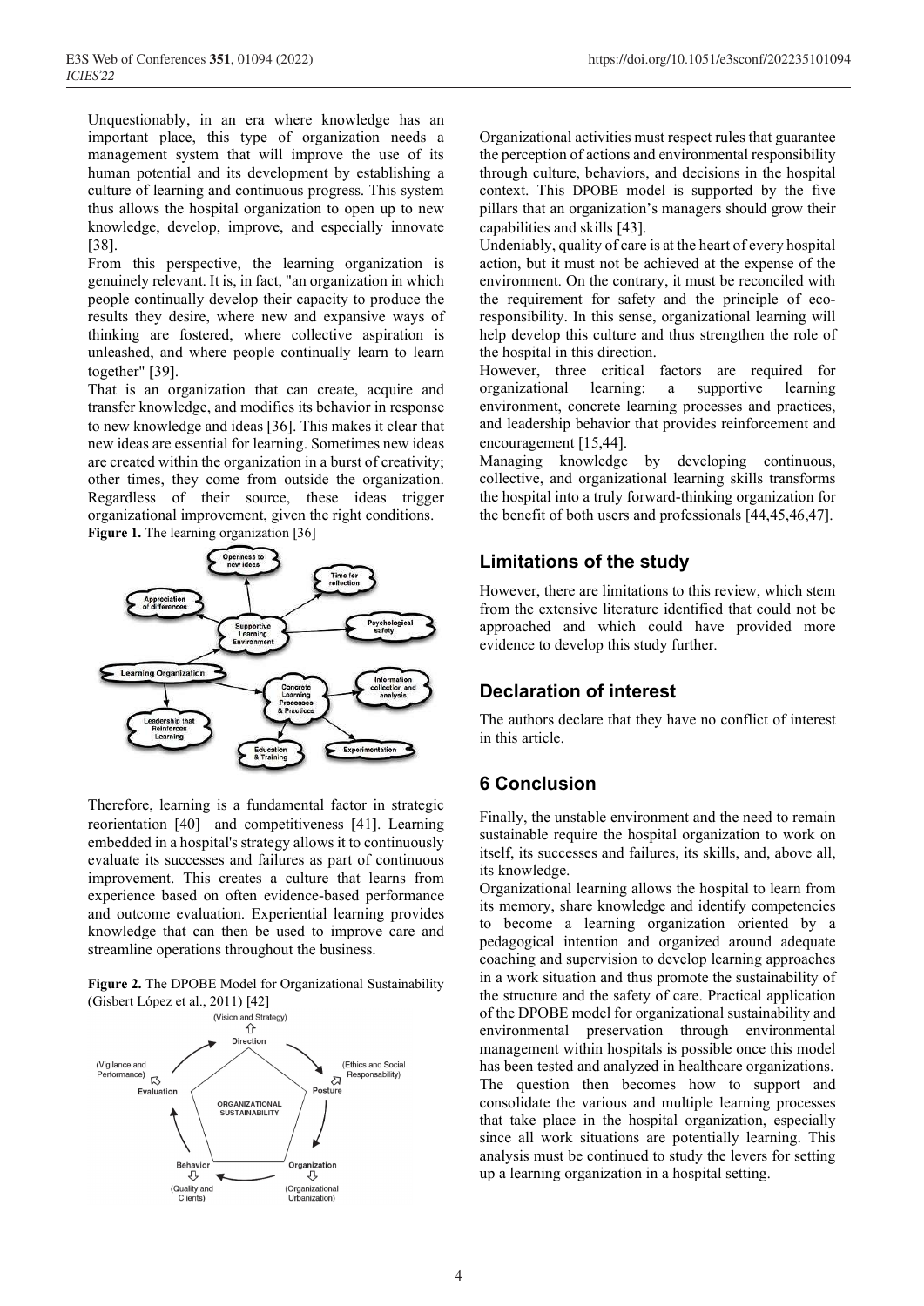Unquestionably, in an era where knowledge has an important place, this type of organization needs a management system that will improve the use of its human potential and its development by establishing a culture of learning and continuous progress. This system thus allows the hospital organization to open up to new knowledge, develop, improve, and especially innovate [38].

From this perspective, the learning organization is genuinely relevant. It is, in fact, "an organization in which people continually develop their capacity to produce the results they desire, where new and expansive ways of thinking are fostered, where collective aspiration is unleashed, and where people continually learn to learn together" [39].

That is an organization that can create, acquire and transfer knowledge, and modifies its behavior in response to new knowledge and ideas [36]. This makes it clear that new ideas are essential for learning. Sometimes new ideas are created within the organization in a burst of creativity; other times, they come from outside the organization. Regardless of their source, these ideas trigger organizational improvement, given the right conditions.

**Figure 1.** The learning organization [36]

Therefore, learning is a fundamental factor in strategic reorientation [40] and competitiveness [41]. Learning embedded in a hospital's strategy allows it to continuously evaluate its successes and failures as part of continuous improvement. This creates a culture that learns from experience based on often evidence-based performance and outcome evaluation. Experiential learning provides knowledge that can then be used to improve care and streamline operations throughout the business.

**Figure 2.** The DPOBE Model for Organizational Sustainability (Gisbert López et al., 2011) [42]

Organizational activities must respect rules that guarantee the perception of actions and environmental responsibility through culture, behaviors, and decisions in the hospital context. This DPOBE model is supported by the five pillars that an organization's managers should grow their capabilities and skills [43].

Undeniably, quality of care is at the heart of every hospital action, but it must not be achieved at the expense of the environment. On the contrary, it must be reconciled with the requirement for safety and the principle of eco-responsibility. In this sense, organizational learning will help develop this culture and thus strengthen the role of the hospital in this direction.

However, three critical factors are required for organizational learning: a supportive learning environment, concrete learning processes and practices, and leadership behavior that provides reinforcement and encouragement [15,44].

Managing knowledge by developing continuous, collective, and organizational learning skills transforms the hospital into a truly forward-thinking organization for the benefit of both users and professionals [44,45,46,47].

## Limitations of the study

However, there are limitations to this review, which stem from the extensive literature identified that could not be approached and which could have provided more evidence to develop this study further.

## Declaration of interest

The authors declare that they have no conflict of interest in this article.

## 6 Conclusion

Finally, the unstable environment and the need to remain sustainable require the hospital organization to work on itself, its successes and failures, its skills, and, above all, its knowledge.

Organizational learning allows the hospital to learn from its memory, share knowledge and identify competencies to become a learning organization oriented by a pedagogical intention and organized around adequate coaching and supervision to develop learning approaches in a work situation and thus promote the sustainability of the structure and the safety of care. Practical application of the DPOBE model for organizational sustainability and environmental preservation through environmental management within hospitals is possible once this model has been tested and analyzed in healthcare organizations.

The question then becomes how to support and consolidate the various and multiple learning processes that take place in the hospital organization, especially since all work situations are potentially learning. This analysis must be continued to study the levers for setting up a learning organization in a hospital setting.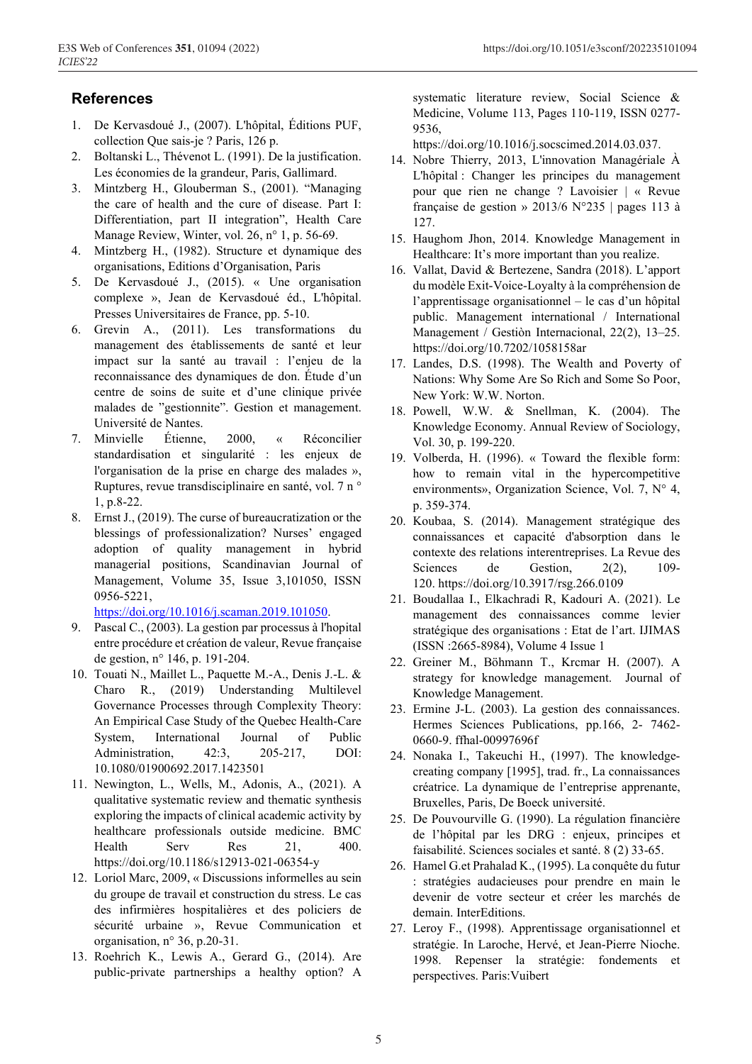## References

1. De Kervasdoué J., (2007). L'hôpital, Éditions PUF, collection Que sais-je ? Paris, 126 p.
2. Boltanski L., Thévenot L. (1991). De la justification. Les économies de la grandeur, Paris, Gallimard.
3. Mintzberg H., Glouberman S., (2001). "Managing the care of health and the cure of disease. Part I: Differentiation, part II integration", Health Care Manage Review, Winter, vol. 26, n° 1, p. 56-69.
4. Mintzberg H., (1982). Structure et dynamique des organisations, Editions d'Organisation, Paris
5. De Kervasdoué J., (2015). « Une organisation complexe », Jean de Kervasdoué éd., L'hôpital. Presses Universitaires de France, pp. 5-10.
6. Grevin A., (2011). Les transformations du management des établissements de santé et leur impact sur la santé au travail : l'enjeu de la reconnaissance des dynamiques de don. Étude d'un centre de soins de suite et d'une clinique privée malades de "gestionnite". Gestion et management. Université de Nantes.
7. Minvielle Étienne, 2000, « Réconcilier standardisation et singularité : les enjeux de l'organisation de la prise en charge des malades », Ruptures, revue transdisciplinaire en santé, vol. 7 n ° 1, p.8-22.
8. Ernst J., (2019). The curse of bureaucratization or the blessings of professionalization? Nurses' engaged adoption of quality management in hybrid managerial positions, Scandinavian Journal of Management, Volume 35, Issue 3,101050, ISSN 0956-5221, https://doi.org/10.1016/j.scaman.2019.101050.
9. Pascal C., (2003). La gestion par processus à l'hopital entre procédure et création de valeur, Revue française de gestion, n° 146, p. 191-204.
10. Touati N., Maillet L., Paquette M.-A., Denis J.-L. & Charo R., (2019) Understanding Multilevel Governance Processes through Complexity Theory: An Empirical Case Study of the Quebec Health-Care System, International Journal of Public Administration, 42:3, 205-217, DOI: 10.1080/01900692.2017.1423501
11. Newington, L., Wells, M., Adonis, A., (2021). A qualitative systematic review and thematic synthesis exploring the impacts of clinical academic activity by healthcare professionals outside medicine. BMC Health Serv Res 21, 400. https://doi.org/10.1186/s12913-021-06354-y
12. Loriol Marc, 2009, « Discussions informelles au sein du groupe de travail et construction du stress. Le cas des infirmières hospitalières et des policiers de sécurité urbaine », Revue Communication et organisation, n° 36, p.20-31.
13. Roehrich K., Lewis A., Gerard G., (2014). Are public-private partnerships a healthy option? A systematic literature review, Social Science & Medicine, Volume 113, Pages 110-119, ISSN 0277-9536, https://doi.org/10.1016/j.socscimed.2014.03.037.
14. Nobre Thierry, 2013, L'innovation Managériale À L'hôpital : Changer les principes du management pour que rien ne change ? Lavoisier | « Revue française de gestion » 2013/6 N°235 | pages 113 à 127.
15. Haughom Jhon, 2014. Knowledge Management in Healthcare: It's more important than you realize.
16. Vallat, David & Bertezene, Sandra (2018). L'apport du modèle Exit-Voice-Loyalty à la compréhension de l'apprentissage organisationnel – le cas d'un hôpital public. Management international / International Management / Gestiòn Internacional, 22(2), 13–25. https://doi.org/10.7202/1058158ar
17. Landes, D.S. (1998). The Wealth and Poverty of Nations: Why Some Are So Rich and Some So Poor, New York: W.W. Norton.
18. Powell, W.W. & Snellman, K. (2004). The Knowledge Economy. Annual Review of Sociology, Vol. 30, p. 199-220.
19. Volberda, H. (1996). « Toward the flexible form: how to remain vital in the hypercompetitive environments», Organization Science, Vol. 7, N° 4, p. 359-374.
20. Koubaa, S. (2014). Management stratégique des connaissances et capacité d'absorption dans le contexte des relations interentreprises. La Revue des Sciences de Gestion, 2(2), 109-120. https://doi.org/10.3917/rsg.266.0109
21. Boudallaa I., Elkachradi R, Kadouri A. (2021). Le management des connaissances comme levier stratégique des organisations : Etat de l'art. IJIMAS (ISSN :2665-8984), Volume 4 Issue 1
22. Greiner M., Böhmann T., Krcmar H. (2007). A strategy for knowledge management. Journal of Knowledge Management.
23. Ermine J-L. (2003). La gestion des connaissances. Hermes Sciences Publications, pp.166, 2- 7462-0660-9. ffhal-00997696f
24. Nonaka I., Takeuchi H., (1997). The knowledge-creating company [1995], trad. fr., La connaissances créatrice. La dynamique de l'entreprise apprenante, Bruxelles, Paris, De Boeck université.
25. De Pouvourville G. (1990). La régulation financière de l'hôpital par les DRG : enjeux, principes et faisabilité. Sciences sociales et santé. 8 (2) 33-65.
26. Hamel G.et Prahalad K., (1995). La conquête du futur : stratégies audacieuses pour prendre en main le devenir de votre secteur et créer les marchés de demain. InterEditions.
27. Leroy F., (1998). Apprentissage organisationnel et stratégie. In Laroche, Hervé, et Jean-Pierre Nioche. 1998. Repenser la stratégie: fondements et perspectives. Paris:Vuibert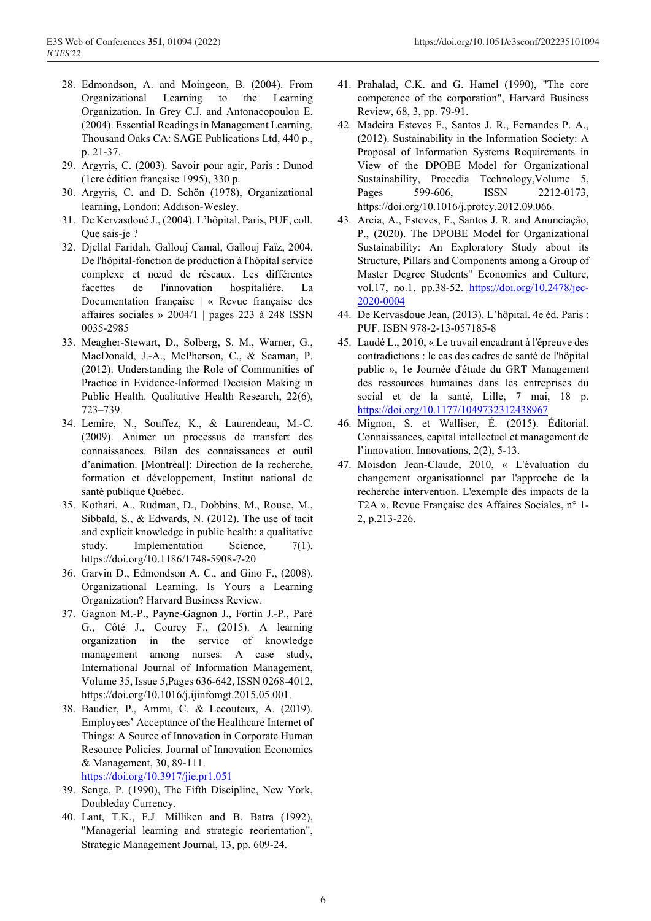28. Edmondson, A. and Moingeon, B. (2004). From Organizational Learning to the Learning Organization. In Grey C.J. and Antonacopoulou E. (2004). Essential Readings in Management Learning, Thousand Oaks CA: SAGE Publications Ltd, 440 p., p. 21-37.
29. Argyris, C. (2003). Savoir pour agir, Paris : Dunod (1ere édition française 1995), 330 p.
30. Argyris, C. and D. Schön (1978), Organizational learning, London: Addison-Wesley.
31. De Kervasdoué J., (2004). L'hôpital, Paris, PUF, coll. Que sais-je ?
32. Djellal Faridah, Gallouj Camal, Gallouj Faïz, 2004. De l'hôpital-fonction de production à l'hôpital service complexe et nœud de réseaux. Les différentes facettes de l'innovation hospitalière. La Documentation française | « Revue française des affaires sociales » 2004/1 | pages 223 à 248 ISSN 0035-2985
33. Meagher-Stewart, D., Solberg, S. M., Warner, G., MacDonald, J.-A., McPherson, C., & Seaman, P. (2012). Understanding the Role of Communities of Practice in Evidence-Informed Decision Making in Public Health. Qualitative Health Research, 22(6), 723–739.
34. Lemire, N., Souffez, K., & Laurendeau, M.-C. (2009). Animer un processus de transfert des connaissances. Bilan des connaissances et outil d'animation. [Montréal]: Direction de la recherche, formation et développement, Institut national de santé publique Québec.
35. Kothari, A., Rudman, D., Dobbins, M., Rouse, M., Sibbald, S., & Edwards, N. (2012). The use of tacit and explicit knowledge in public health: a qualitative study. Implementation Science, 7(1). https://doi.org/10.1186/1748-5908-7-20
36. Garvin D., Edmondson A. C., and Gino F., (2008). Organizational Learning. Is Yours a Learning Organization? Harvard Business Review.
37. Gagnon M.-P., Payne-Gagnon J., Fortin J.-P., Paré G., Côté J., Courcy F., (2015). A learning organization in the service of knowledge management among nurses: A case study, International Journal of Information Management, Volume 35, Issue 5,Pages 636-642, ISSN 0268-4012, https://doi.org/10.1016/j.ijinfomgt.2015.05.001.
38. Baudier, P., Ammi, C. & Lecouteux, A. (2019). Employees' Acceptance of the Healthcare Internet of Things: A Source of Innovation in Corporate Human Resource Policies. Journal of Innovation Economics & Management, 30, 89-111. https://doi.org/10.3917/jie.pr1.051
39. Senge, P. (1990), The Fifth Discipline, New York, Doubleday Currency.
40. Lant, T.K., F.J. Milliken and B. Batra (1992), "Managerial learning and strategic reorientation", Strategic Management Journal, 13, pp. 609-24.
41. Prahalad, C.K. and G. Hamel (1990), "The core competence of the corporation", Harvard Business Review, 68, 3, pp. 79-91.
42. Madeira Esteves F., Santos J. R., Fernandes P. A., (2012). Sustainability in the Information Society: A Proposal of Information Systems Requirements in View of the DPOBE Model for Organizational Sustainability, Procedia Technology,Volume 5, Pages 599-606, ISSN 2212-0173, https://doi.org/10.1016/j.protcy.2012.09.066.
43. Areia, A., Esteves, F., Santos J. R. and Anunciação, P., (2020). The DPOBE Model for Organizational Sustainability: An Exploratory Study about its Structure, Pillars and Components among a Group of Master Degree Students" Economics and Culture, vol.17, no.1, pp.38-52. https://doi.org/10.2478/jec-2020-0004
44. De Kervasdoue Jean, (2013). L'hôpital. 4e éd. Paris : PUF. ISBN 978-2-13-057185-8
45. Laudé L., 2010, « Le travail encadrant à l'épreuve des contradictions : le cas des cadres de santé de l'hôpital public », 1e Journée d'étude du GRT Management des ressources humaines dans les entreprises du social et de la santé, Lille, 7 mai, 18 p. https://doi.org/10.1177/1049732312438967
46. Mignon, S. et Walliser, É. (2015). Éditorial. Connaissances, capital intellectuel et management de l'innovation. Innovations, 2(2), 5-13.
47. Moisdon Jean-Claude, 2010, « L'évaluation du changement organisationnel par l'approche de la recherche intervention. L'exemple des impacts de la T2A », Revue Française des Affaires Sociales, n° 1-2, p.213-226.